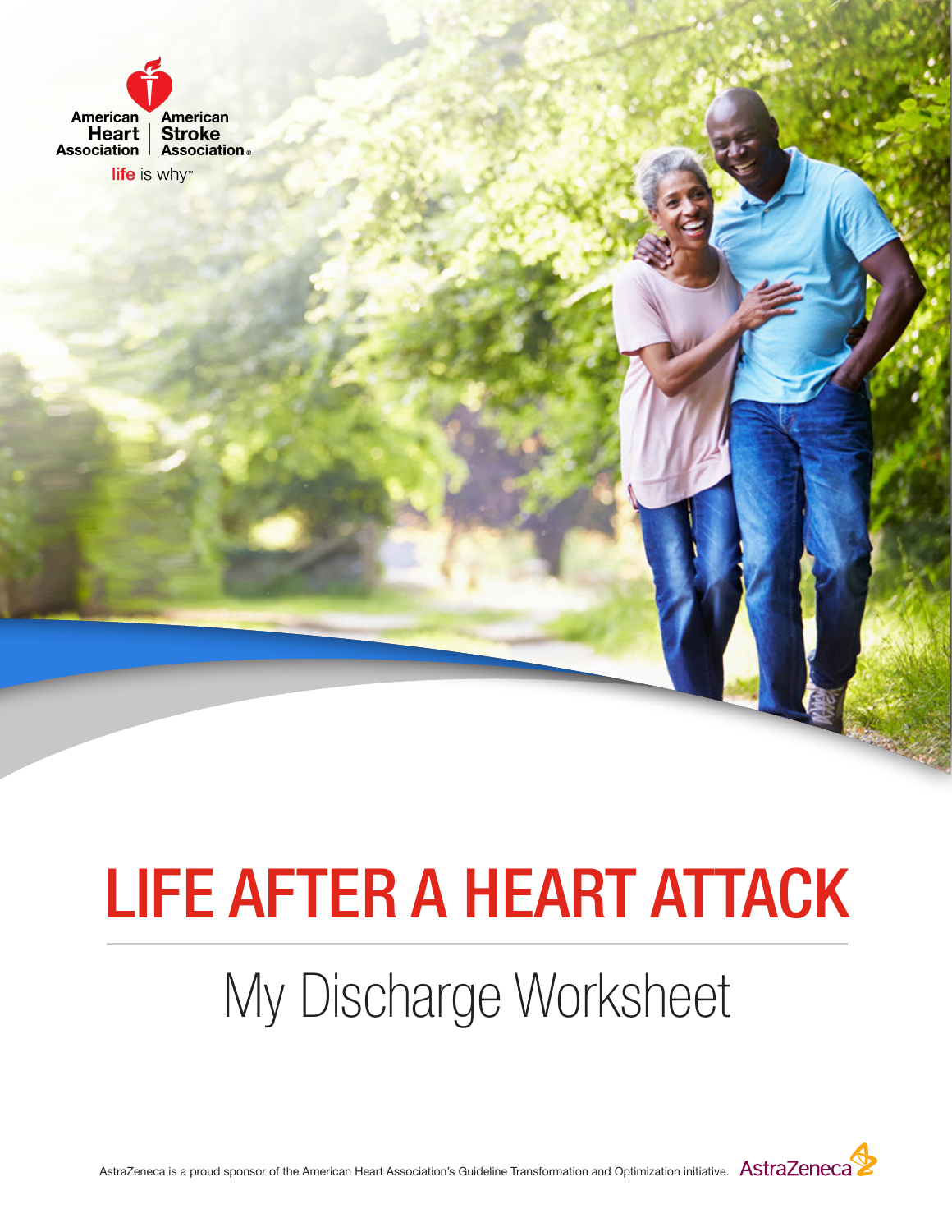American Heart Association | American Stroke Association

life is why™

# LIFE AFTER A HEART ATTACK

## My Discharge Worksheet

AstraZeneca is a proud sponsor of the American Heart Association's Guideline Transformation and Optimization initiative. AstraZeneca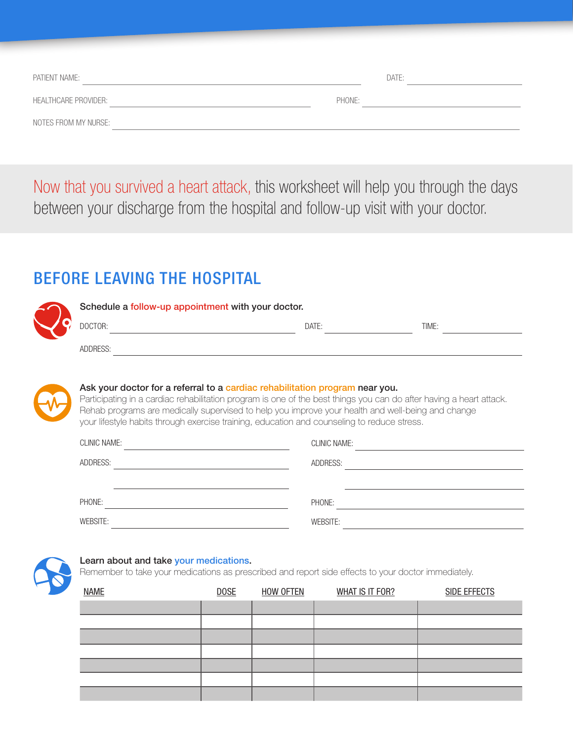PATIENT NAME: ______________________________ DATE: ______________

HEALTHCARE PROVIDER: ______________________________ PHONE: ______________

NOTES FROM MY NURSE: ______________________________

Now that you survived a heart attack, this worksheet will help you through the days between your discharge from the hospital and follow-up visit with your doctor.

## BEFORE LEAVING THE HOSPITAL

**Schedule a follow-up appointment with your doctor.**

DOCTOR: ______________________________ DATE: ______________ TIME: ______________

ADDRESS: ______________________________

**Ask your doctor for a referral to a cardiac rehabilitation program near you.**

Participating in a cardiac rehabilitation program is one of the best things you can do after having a heart attack. Rehab programs are medically supervised to help you improve your health and well-being and change your lifestyle habits through exercise training, education and counseling to reduce stress.

CLINIC NAME: ______________________________

ADDRESS: ______________________________

______________________________

PHONE: ______________________________

WEBSITE: ______________________________

CLINIC NAME: ______________________________

ADDRESS: ______________________________

______________________________

PHONE: ______________________________

WEBSITE: ______________________________

**Learn about and take your medications.**

Remember to take your medications as prescribed and report side effects to your doctor immediately.

| NAME | DOSE | HOW OFTEN | WHAT IS IT FOR? | SIDE EFFECTS |
|---|---|---|---|---|
| | | | | |
| | | | | |
| | | | | |
| | | | | |
| | | | | |
| | | | | |
| | | | | |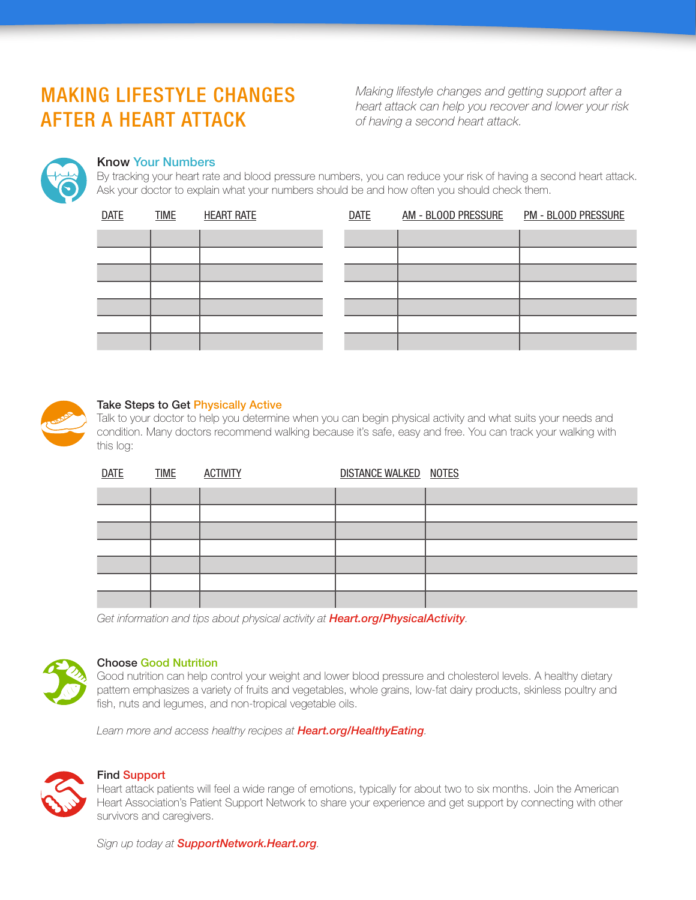# MAKING LIFESTYLE CHANGES AFTER A HEART ATTACK

*Making lifestyle changes and getting support after a heart attack can help you recover and lower your risk of having a second heart attack.*

## Know Your Numbers

By tracking your heart rate and blood pressure numbers, you can reduce your risk of having a second heart attack. Ask your doctor to explain what your numbers should be and how often you should check them.

| DATE | TIME | HEART RATE |
|---|---|---|
| | | |
| | | |
| | | |
| | | |
| | | |
| | | |
| | | |

| DATE | AM - BLOOD PRESSURE | PM - BLOOD PRESSURE |
|---|---|---|
| | | |
| | | |
| | | |
| | | |
| | | |
| | | |
| | | |

## Take Steps to Get Physically Active

Talk to your doctor to help you determine when you can begin physical activity and what suits your needs and condition. Many doctors recommend walking because it's safe, easy and free. You can track your walking with this log:

| DATE | TIME | ACTIVITY | DISTANCE WALKED | NOTES |
|---|---|---|---|---|
| | | | | |
| | | | | |
| | | | | |
| | | | | |
| | | | | |
| | | | | |
| | | | | |

*Get information and tips about physical activity at* ***Heart.org/PhysicalActivity****.*

## Choose Good Nutrition

Good nutrition can help control your weight and lower blood pressure and cholesterol levels. A healthy dietary pattern emphasizes a variety of fruits and vegetables, whole grains, low-fat dairy products, skinless poultry and fish, nuts and legumes, and non-tropical vegetable oils.

*Learn more and access healthy recipes at* ***Heart.org/HealthyEating****.*

## Find Support

Heart attack patients will feel a wide range of emotions, typically for about two to six months. Join the American Heart Association's Patient Support Network to share your experience and get support by connecting with other survivors and caregivers.

*Sign up today at* ***SupportNetwork.Heart.org****.*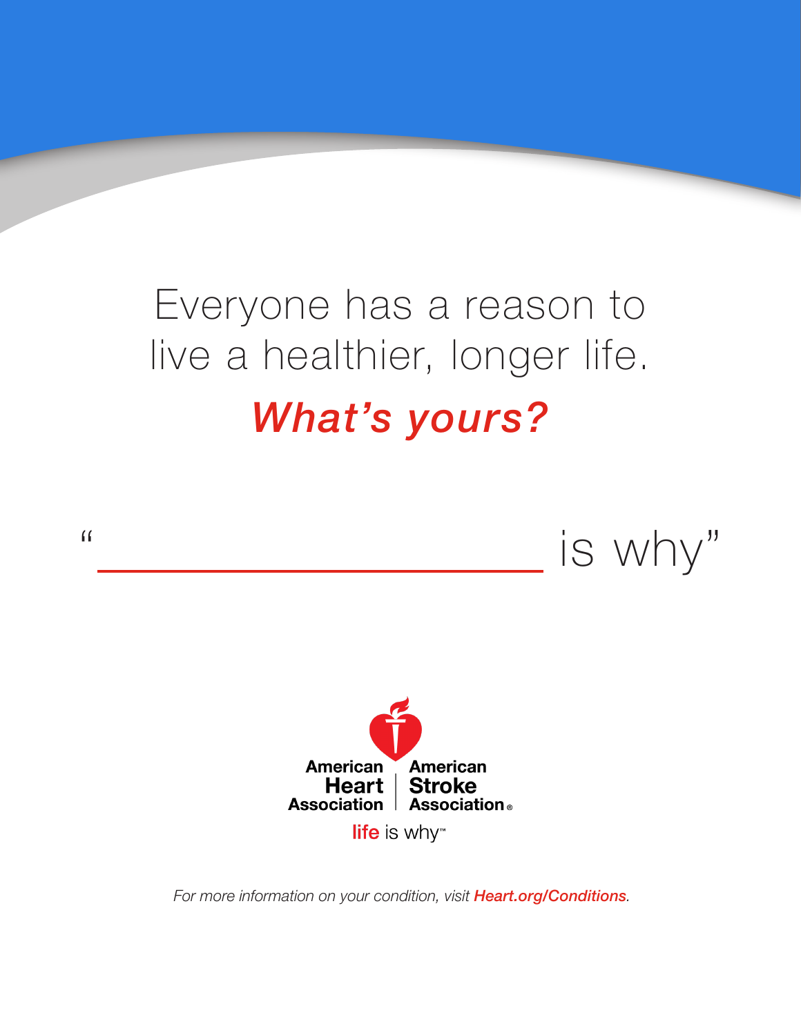Everyone has a reason to live a healthier, longer life.

***What's yours?***

"______________________ is why"

American Heart Association | American Stroke Association®

life is why™

*For more information on your condition, visit **Heart.org/Conditions**.*